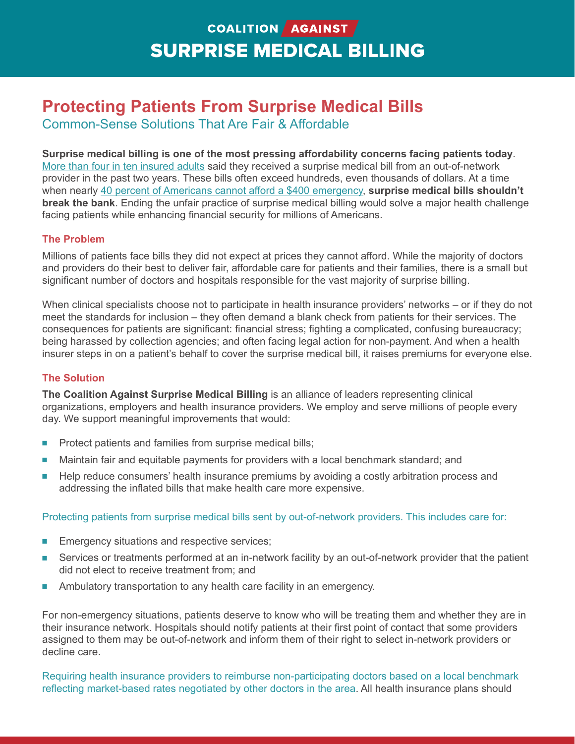# COALITION AGAINST SURPRISE MEDICAL BILLING

## Protecting Patients From Surprise Medical Bills

### Common-Sense Solutions That Are Fair & Affordable

**Surprise medical billing is one of the most pressing affordability concerns facing patients today**. More than four in ten insured adults said they received a surprise medical bill from an out-of-network provider in the past two years. These bills often exceed hundreds, even thousands of dollars. At a time when nearly 40 percent of Americans cannot afford a $400 emergency, **surprise medical bills shouldn't break the bank**. Ending the unfair practice of surprise medical billing would solve a major health challenge facing patients while enhancing financial security for millions of Americans.

#### The Problem

Millions of patients face bills they did not expect at prices they cannot afford. While the majority of doctors and providers do their best to deliver fair, affordable care for patients and their families, there is a small but significant number of doctors and hospitals responsible for the vast majority of surprise billing.

When clinical specialists choose not to participate in health insurance providers' networks – or if they do not meet the standards for inclusion – they often demand a blank check from patients for their services. The consequences for patients are significant: financial stress; fighting a complicated, confusing bureaucracy; being harassed by collection agencies; and often facing legal action for non-payment. And when a health insurer steps in on a patient's behalf to cover the surprise medical bill, it raises premiums for everyone else.

#### The Solution

**The Coalition Against Surprise Medical Billing** is an alliance of leaders representing clinical organizations, employers and health insurance providers. We employ and serve millions of people every day. We support meaningful improvements that would:

- Protect patients and families from surprise medical bills;
- Maintain fair and equitable payments for providers with a local benchmark standard; and
- Help reduce consumers' health insurance premiums by avoiding a costly arbitration process and addressing the inflated bills that make health care more expensive.

Protecting patients from surprise medical bills sent by out-of-network providers. This includes care for:

- Emergency situations and respective services;
- Services or treatments performed at an in-network facility by an out-of-network provider that the patient did not elect to receive treatment from; and
- Ambulatory transportation to any health care facility in an emergency.

For non-emergency situations, patients deserve to know who will be treating them and whether they are in their insurance network. Hospitals should notify patients at their first point of contact that some providers assigned to them may be out-of-network and inform them of their right to select in-network providers or decline care.

Requiring health insurance providers to reimburse non-participating doctors based on a local benchmark reflecting market-based rates negotiated by other doctors in the area. All health insurance plans should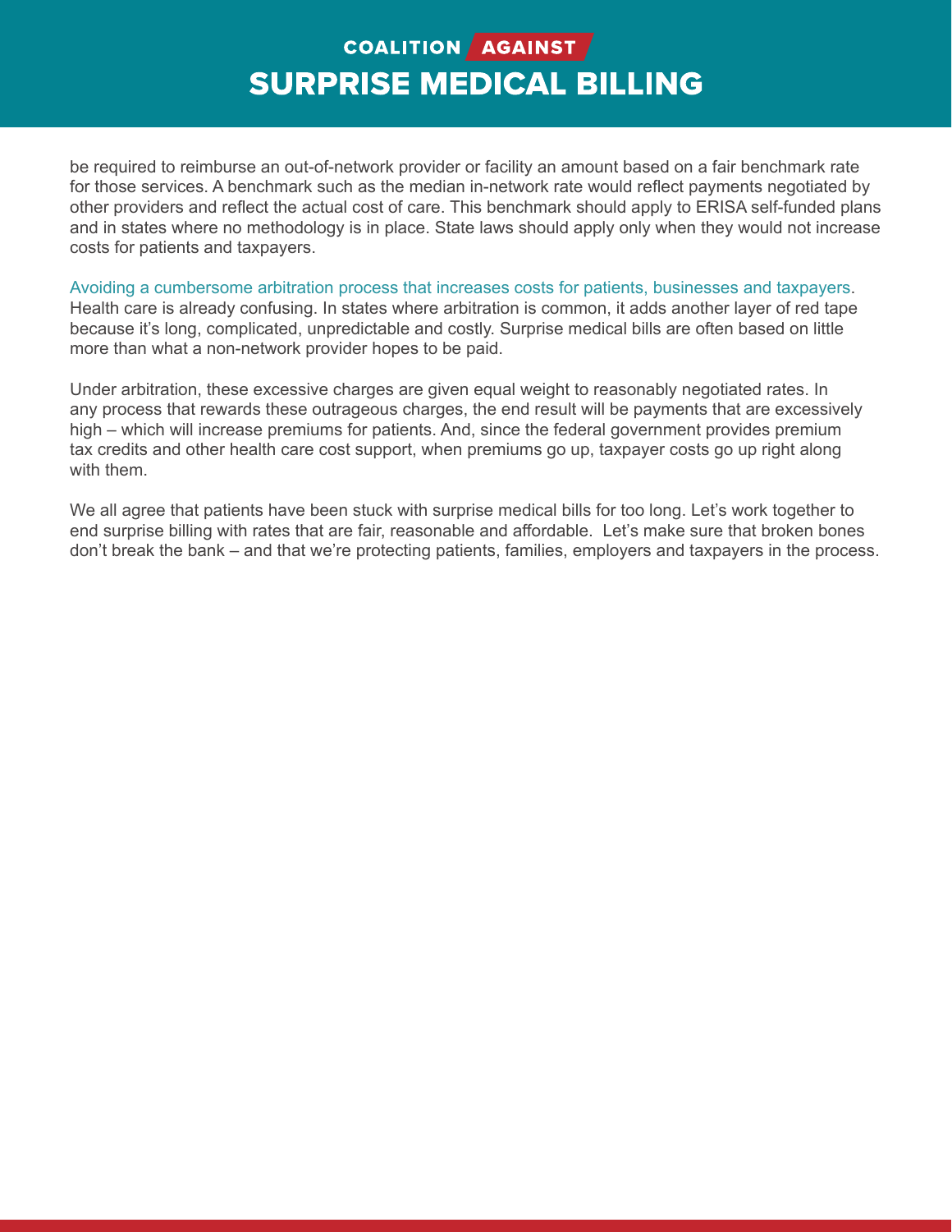be required to reimburse an out-of-network provider or facility an amount based on a fair benchmark rate for those services. A benchmark such as the median in-network rate would reflect payments negotiated by other providers and reflect the actual cost of care. This benchmark should apply to ERISA self-funded plans and in states where no methodology is in place. State laws should apply only when they would not increase costs for patients and taxpayers.

Avoiding a cumbersome arbitration process that increases costs for patients, businesses and taxpayers. Health care is already confusing. In states where arbitration is common, it adds another layer of red tape because it's long, complicated, unpredictable and costly. Surprise medical bills are often based on little more than what a non-network provider hopes to be paid.

Under arbitration, these excessive charges are given equal weight to reasonably negotiated rates. In any process that rewards these outrageous charges, the end result will be payments that are excessively high – which will increase premiums for patients. And, since the federal government provides premium tax credits and other health care cost support, when premiums go up, taxpayer costs go up right along with them.

We all agree that patients have been stuck with surprise medical bills for too long. Let's work together to end surprise billing with rates that are fair, reasonable and affordable. Let's make sure that broken bones don't break the bank – and that we're protecting patients, families, employers and taxpayers in the process.